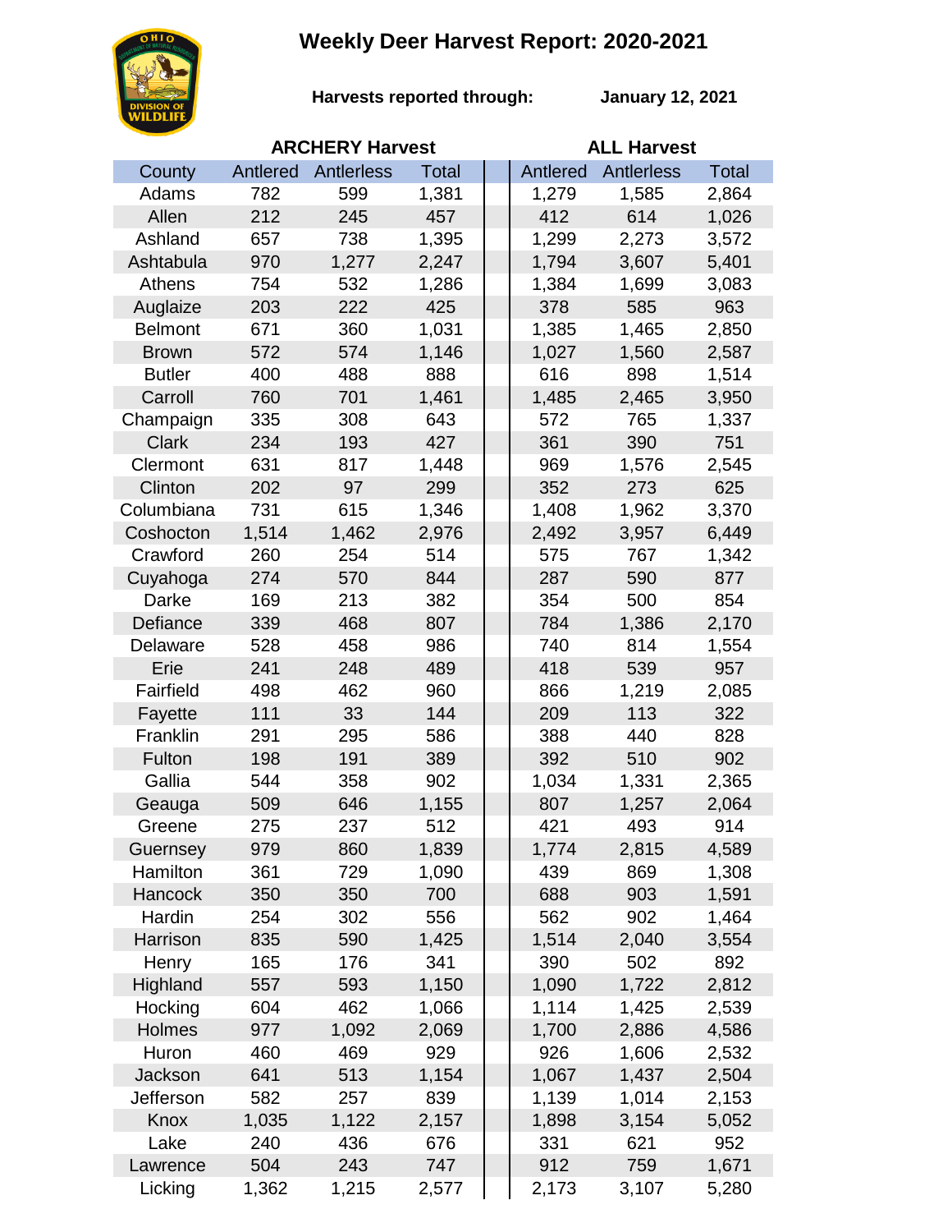# Weekly Deer Harvest Report: 2020-2021

**Harvests reported through:** **January 12, 2021**

| | ARCHERY Harvest | | | ALL Harvest | | |
|---|---|---|---|---|---|---|
| County | Antlered | Antlerless | Total | Antlered | Antlerless | Total |
| Adams | 782 | 599 | 1,381 | 1,279 | 1,585 | 2,864 |
| Allen | 212 | 245 | 457 | 412 | 614 | 1,026 |
| Ashland | 657 | 738 | 1,395 | 1,299 | 2,273 | 3,572 |
| Ashtabula | 970 | 1,277 | 2,247 | 1,794 | 3,607 | 5,401 |
| Athens | 754 | 532 | 1,286 | 1,384 | 1,699 | 3,083 |
| Auglaize | 203 | 222 | 425 | 378 | 585 | 963 |
| Belmont | 671 | 360 | 1,031 | 1,385 | 1,465 | 2,850 |
| Brown | 572 | 574 | 1,146 | 1,027 | 1,560 | 2,587 |
| Butler | 400 | 488 | 888 | 616 | 898 | 1,514 |
| Carroll | 760 | 701 | 1,461 | 1,485 | 2,465 | 3,950 |
| Champaign | 335 | 308 | 643 | 572 | 765 | 1,337 |
| Clark | 234 | 193 | 427 | 361 | 390 | 751 |
| Clermont | 631 | 817 | 1,448 | 969 | 1,576 | 2,545 |
| Clinton | 202 | 97 | 299 | 352 | 273 | 625 |
| Columbiana | 731 | 615 | 1,346 | 1,408 | 1,962 | 3,370 |
| Coshocton | 1,514 | 1,462 | 2,976 | 2,492 | 3,957 | 6,449 |
| Crawford | 260 | 254 | 514 | 575 | 767 | 1,342 |
| Cuyahoga | 274 | 570 | 844 | 287 | 590 | 877 |
| Darke | 169 | 213 | 382 | 354 | 500 | 854 |
| Defiance | 339 | 468 | 807 | 784 | 1,386 | 2,170 |
| Delaware | 528 | 458 | 986 | 740 | 814 | 1,554 |
| Erie | 241 | 248 | 489 | 418 | 539 | 957 |
| Fairfield | 498 | 462 | 960 | 866 | 1,219 | 2,085 |
| Fayette | 111 | 33 | 144 | 209 | 113 | 322 |
| Franklin | 291 | 295 | 586 | 388 | 440 | 828 |
| Fulton | 198 | 191 | 389 | 392 | 510 | 902 |
| Gallia | 544 | 358 | 902 | 1,034 | 1,331 | 2,365 |
| Geauga | 509 | 646 | 1,155 | 807 | 1,257 | 2,064 |
| Greene | 275 | 237 | 512 | 421 | 493 | 914 |
| Guernsey | 979 | 860 | 1,839 | 1,774 | 2,815 | 4,589 |
| Hamilton | 361 | 729 | 1,090 | 439 | 869 | 1,308 |
| Hancock | 350 | 350 | 700 | 688 | 903 | 1,591 |
| Hardin | 254 | 302 | 556 | 562 | 902 | 1,464 |
| Harrison | 835 | 590 | 1,425 | 1,514 | 2,040 | 3,554 |
| Henry | 165 | 176 | 341 | 390 | 502 | 892 |
| Highland | 557 | 593 | 1,150 | 1,090 | 1,722 | 2,812 |
| Hocking | 604 | 462 | 1,066 | 1,114 | 1,425 | 2,539 |
| Holmes | 977 | 1,092 | 2,069 | 1,700 | 2,886 | 4,586 |
| Huron | 460 | 469 | 929 | 926 | 1,606 | 2,532 |
| Jackson | 641 | 513 | 1,154 | 1,067 | 1,437 | 2,504 |
| Jefferson | 582 | 257 | 839 | 1,139 | 1,014 | 2,153 |
| Knox | 1,035 | 1,122 | 2,157 | 1,898 | 3,154 | 5,052 |
| Lake | 240 | 436 | 676 | 331 | 621 | 952 |
| Lawrence | 504 | 243 | 747 | 912 | 759 | 1,671 |
| Licking | 1,362 | 1,215 | 2,577 | 2,173 | 3,107 | 5,280 |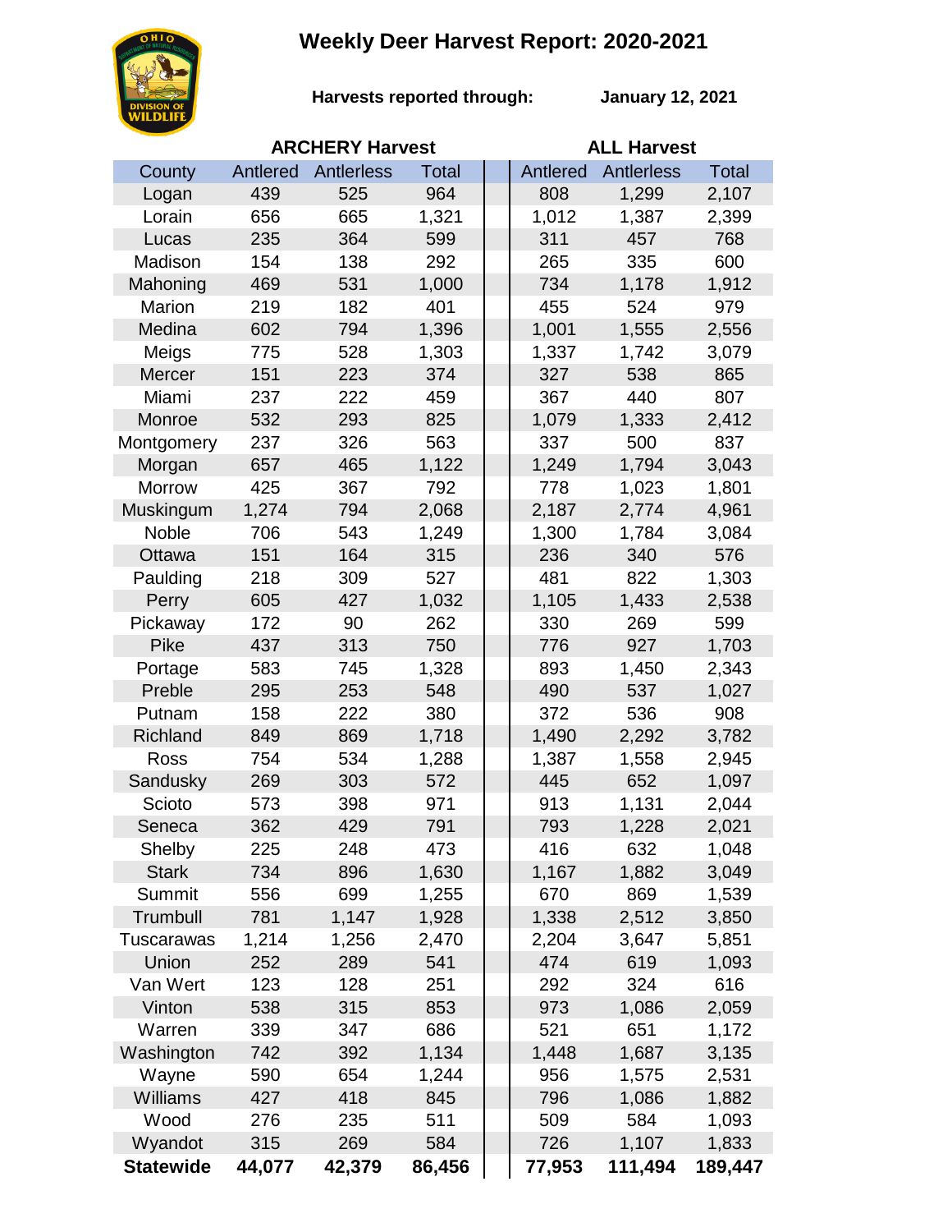# Weekly Deer Harvest Report: 2020-2021

**Harvests reported through:** **January 12, 2021**

| | ARCHERY Harvest | | | ALL Harvest | | |
|---|---|---|---|---|---|---|
| County | Antlered | Antlerless | Total | Antlered | Antlerless | Total |
| Logan | 439 | 525 | 964 | 808 | 1,299 | 2,107 |
| Lorain | 656 | 665 | 1,321 | 1,012 | 1,387 | 2,399 |
| Lucas | 235 | 364 | 599 | 311 | 457 | 768 |
| Madison | 154 | 138 | 292 | 265 | 335 | 600 |
| Mahoning | 469 | 531 | 1,000 | 734 | 1,178 | 1,912 |
| Marion | 219 | 182 | 401 | 455 | 524 | 979 |
| Medina | 602 | 794 | 1,396 | 1,001 | 1,555 | 2,556 |
| Meigs | 775 | 528 | 1,303 | 1,337 | 1,742 | 3,079 |
| Mercer | 151 | 223 | 374 | 327 | 538 | 865 |
| Miami | 237 | 222 | 459 | 367 | 440 | 807 |
| Monroe | 532 | 293 | 825 | 1,079 | 1,333 | 2,412 |
| Montgomery | 237 | 326 | 563 | 337 | 500 | 837 |
| Morgan | 657 | 465 | 1,122 | 1,249 | 1,794 | 3,043 |
| Morrow | 425 | 367 | 792 | 778 | 1,023 | 1,801 |
| Muskingum | 1,274 | 794 | 2,068 | 2,187 | 2,774 | 4,961 |
| Noble | 706 | 543 | 1,249 | 1,300 | 1,784 | 3,084 |
| Ottawa | 151 | 164 | 315 | 236 | 340 | 576 |
| Paulding | 218 | 309 | 527 | 481 | 822 | 1,303 |
| Perry | 605 | 427 | 1,032 | 1,105 | 1,433 | 2,538 |
| Pickaway | 172 | 90 | 262 | 330 | 269 | 599 |
| Pike | 437 | 313 | 750 | 776 | 927 | 1,703 |
| Portage | 583 | 745 | 1,328 | 893 | 1,450 | 2,343 |
| Preble | 295 | 253 | 548 | 490 | 537 | 1,027 |
| Putnam | 158 | 222 | 380 | 372 | 536 | 908 |
| Richland | 849 | 869 | 1,718 | 1,490 | 2,292 | 3,782 |
| Ross | 754 | 534 | 1,288 | 1,387 | 1,558 | 2,945 |
| Sandusky | 269 | 303 | 572 | 445 | 652 | 1,097 |
| Scioto | 573 | 398 | 971 | 913 | 1,131 | 2,044 |
| Seneca | 362 | 429 | 791 | 793 | 1,228 | 2,021 |
| Shelby | 225 | 248 | 473 | 416 | 632 | 1,048 |
| Stark | 734 | 896 | 1,630 | 1,167 | 1,882 | 3,049 |
| Summit | 556 | 699 | 1,255 | 670 | 869 | 1,539 |
| Trumbull | 781 | 1,147 | 1,928 | 1,338 | 2,512 | 3,850 |
| Tuscarawas | 1,214 | 1,256 | 2,470 | 2,204 | 3,647 | 5,851 |
| Union | 252 | 289 | 541 | 474 | 619 | 1,093 |
| Van Wert | 123 | 128 | 251 | 292 | 324 | 616 |
| Vinton | 538 | 315 | 853 | 973 | 1,086 | 2,059 |
| Warren | 339 | 347 | 686 | 521 | 651 | 1,172 |
| Washington | 742 | 392 | 1,134 | 1,448 | 1,687 | 3,135 |
| Wayne | 590 | 654 | 1,244 | 956 | 1,575 | 2,531 |
| Williams | 427 | 418 | 845 | 796 | 1,086 | 1,882 |
| Wood | 276 | 235 | 511 | 509 | 584 | 1,093 |
| Wyandot | 315 | 269 | 584 | 726 | 1,107 | 1,833 |
| **Statewide** | **44,077** | **42,379** | **86,456** | **77,953** | **111,494** | **189,447** |